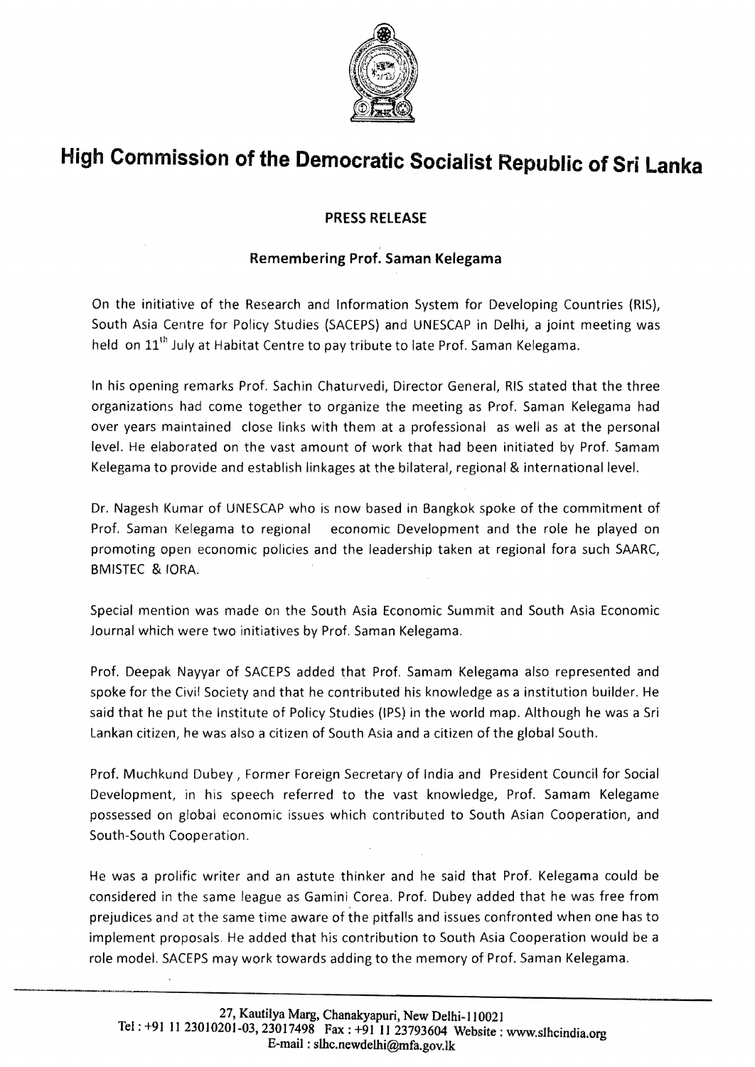# High Commission of the Democratic Socialist Republic of Sri Lanka

## PRESS RELEASE

### Remembering Prof. Saman Kelegama

On the initiative of the Research and Information System for Developing Countries (RIS), South Asia Centre for Policy Studies (SACEPS) and UNESCAP in Delhi, a joint meeting was held on 11th July at Habitat Centre to pay tribute to late Prof. Saman Kelegama.

In his opening remarks Prof. Sachin Chaturvedi, Director General, RIS stated that the three organizations had come together to organize the meeting as Prof. Saman Kelegama had over years maintained close links with them at a professional as well as at the personal level. He elaborated on the vast amount of work that had been initiated by Prof. Samam Kelegama to provide and establish linkages at the bilateral, regional & international level.

Dr. Nagesh Kumar of UNESCAP who is now based in Bangkok spoke of the commitment of Prof. Saman Kelegama to regional economic Development and the role he played on promoting open economic policies and the leadership taken at regional fora such SAARC, BMISTEC & IORA.

Special mention was made on the South Asia Economic Summit and South Asia Economic Journal which were two initiatives by Prof. Saman Kelegama.

Prof. Deepak Nayyar of SACEPS added that Prof. Samam Kelegama also represented and spoke for the Civil Society and that he contributed his knowledge as a institution builder. He said that he put the Institute of Policy Studies (IPS) in the world map. Although he was a Sri Lankan citizen, he was also a citizen of South Asia and a citizen of the global South.

Prof. Muchkund Dubey , Former Foreign Secretary of India and President Council for Social Development, in his speech referred to the vast knowledge, Prof. Samam Kelegame possessed on global economic issues which contributed to South Asian Cooperation, and South-South Cooperation.

He was a prolific writer and an astute thinker and he said that Prof. Kelegama could be considered in the same league as Gamini Corea. Prof. Dubey added that he was free from prejudices and at the same time aware of the pitfalls and issues confronted when one has to implement proposals. He added that his contribution to South Asia Cooperation would be a role model. SACEPS may work towards adding to the memory of Prof. Saman Kelegama.

27, Kautilya Marg, Chanakyapuri, New Delhi-110021
Tel : +91 11 23010201-03, 23017498 Fax : +91 11 23793604 Website : www.slhcindia.org
E-mail : slhc.newdelhi@mfa.gov.lk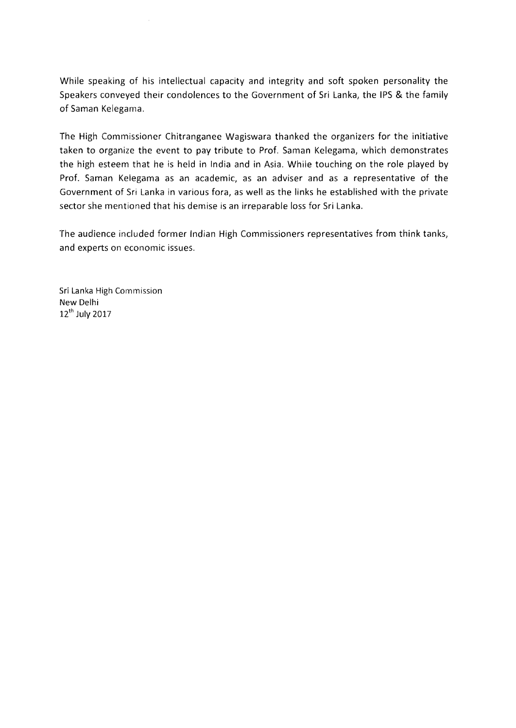While speaking of his intellectual capacity and integrity and soft spoken personality the Speakers conveyed their condolences to the Government of Sri Lanka, the IPS & the family of Saman Kelegama.

The High Commissioner Chitranganee Wagiswara thanked the organizers for the initiative taken to organize the event to pay tribute to Prof. Saman Kelegama, which demonstrates the high esteem that he is held in India and in Asia. While touching on the role played by Prof. Saman Kelegama as an academic, as an adviser and as a representative of the Government of Sri Lanka in various fora, as well as the links he established with the private sector she mentioned that his demise is an irreparable loss for Sri Lanka.

The audience included former Indian High Commissioners representatives from think tanks, and experts on economic issues.

Sri Lanka High Commission
New Delhi
12th July 2017